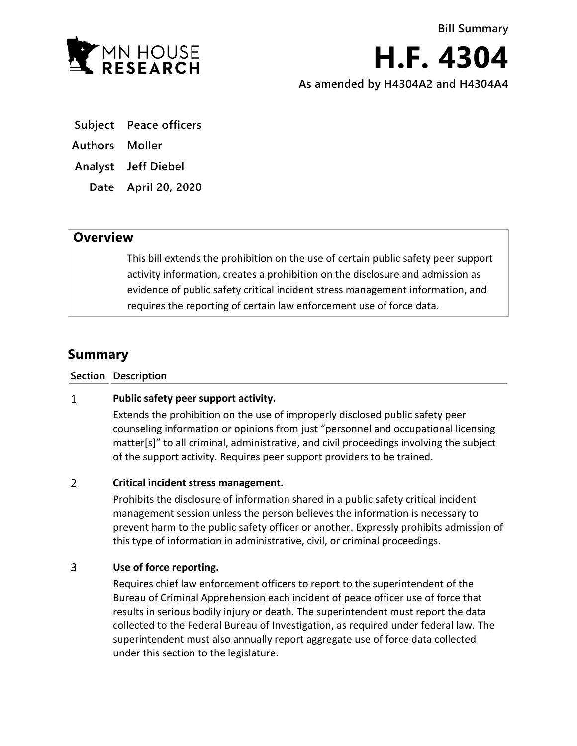MN HOUSE RESEARCH

Bill Summary

# H.F. 4304

As amended by H4304A2 and H4304A4

| | |
|---|---|
| **Subject** | Peace officers |
| **Authors** | Moller |
| **Analyst** | Jeff Diebel |
| **Date** | April 20, 2020 |

## Overview

This bill extends the prohibition on the use of certain public safety peer support activity information, creates a prohibition on the disclosure and admission as evidence of public safety critical incident stress management information, and requires the reporting of certain law enforcement use of force data.

## Summary

| Section | Description |
|---|---|
| 1 | **Public safety peer support activity.** Extends the prohibition on the use of improperly disclosed public safety peer counseling information or opinions from just "personnel and occupational licensing matter[s]" to all criminal, administrative, and civil proceedings involving the subject of the support activity. Requires peer support providers to be trained. |
| 2 | **Critical incident stress management.** Prohibits the disclosure of information shared in a public safety critical incident management session unless the person believes the information is necessary to prevent harm to the public safety officer or another. Expressly prohibits admission of this type of information in administrative, civil, or criminal proceedings. |
| 3 | **Use of force reporting.** Requires chief law enforcement officers to report to the superintendent of the Bureau of Criminal Apprehension each incident of peace officer use of force that results in serious bodily injury or death. The superintendent must report the data collected to the Federal Bureau of Investigation, as required under federal law. The superintendent must also annually report aggregate use of force data collected under this section to the legislature. |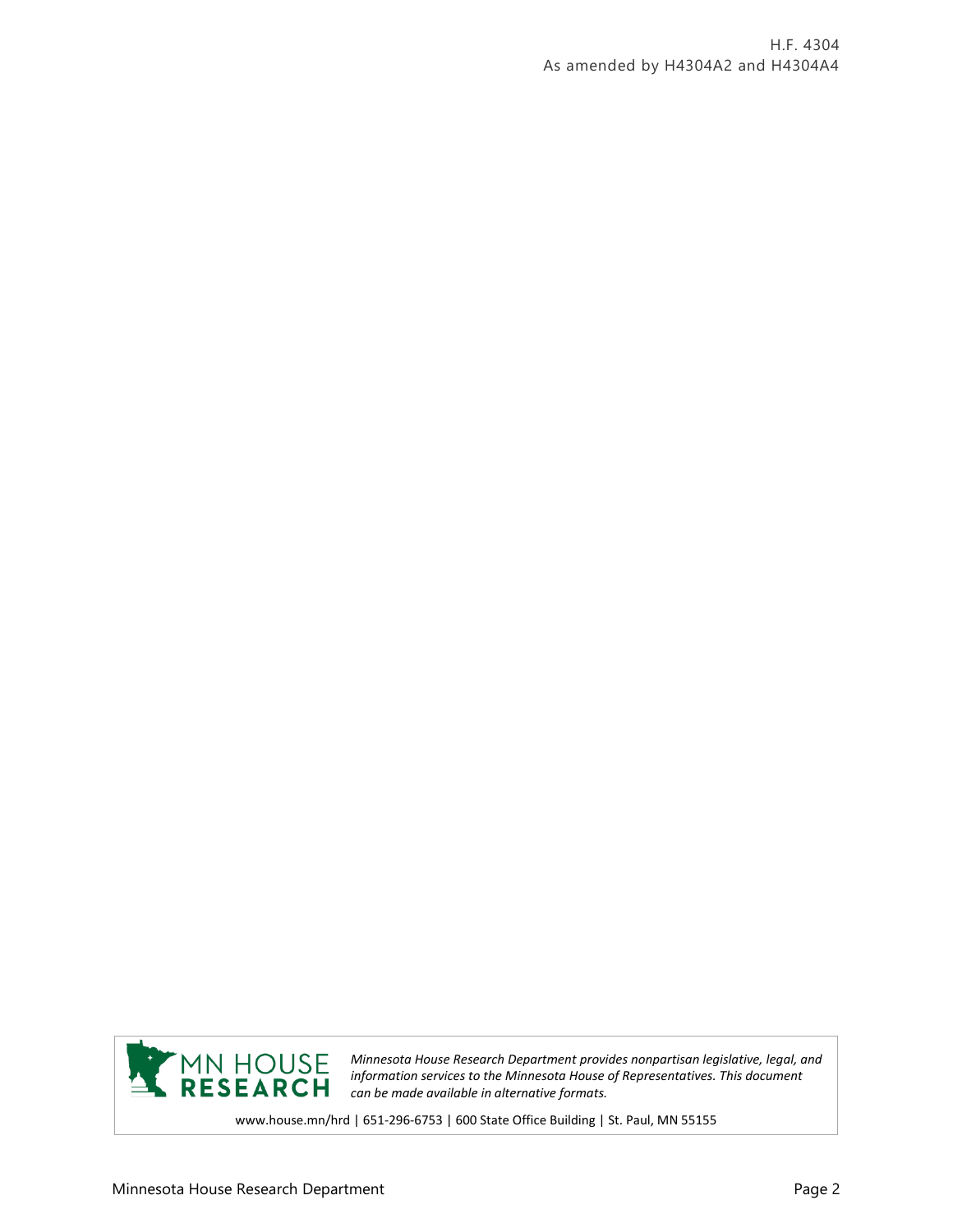Minnesota House Research Department provides nonpartisan legislative, legal, and information services to the Minnesota House of Representatives. This document can be made available in alternative formats.

www.house.mn/hrd | 651-296-6753 | 600 State Office Building | St. Paul, MN 55155